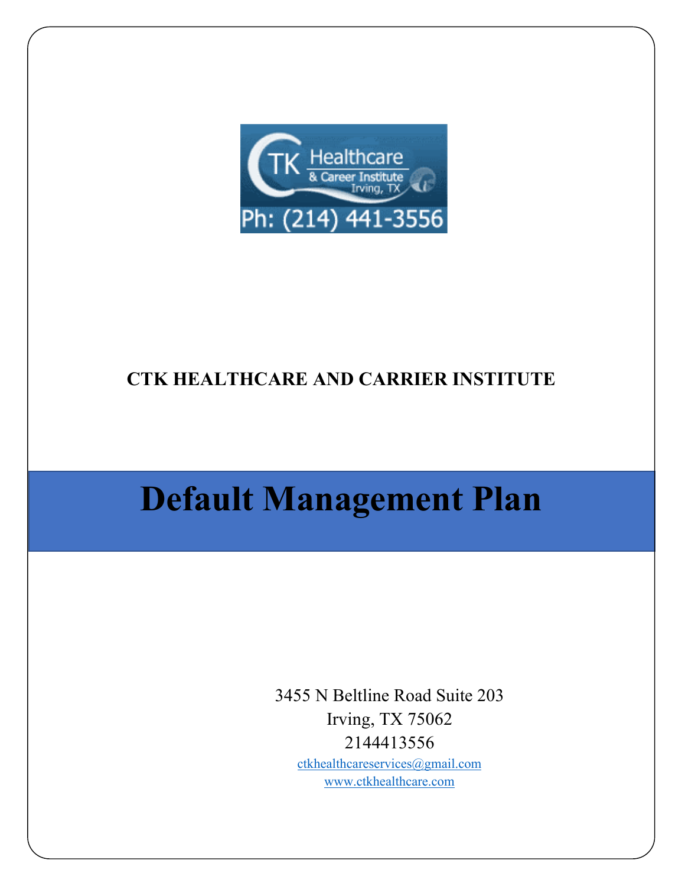**CTK HEALTHCARE AND CARRIER INSTITUTE**

# Default Management Plan

3455 N Beltline Road Suite 203
Irving, TX 75062
2144413556
ctkhealthcareservices@gmail.com
www.ctkhealthcare.com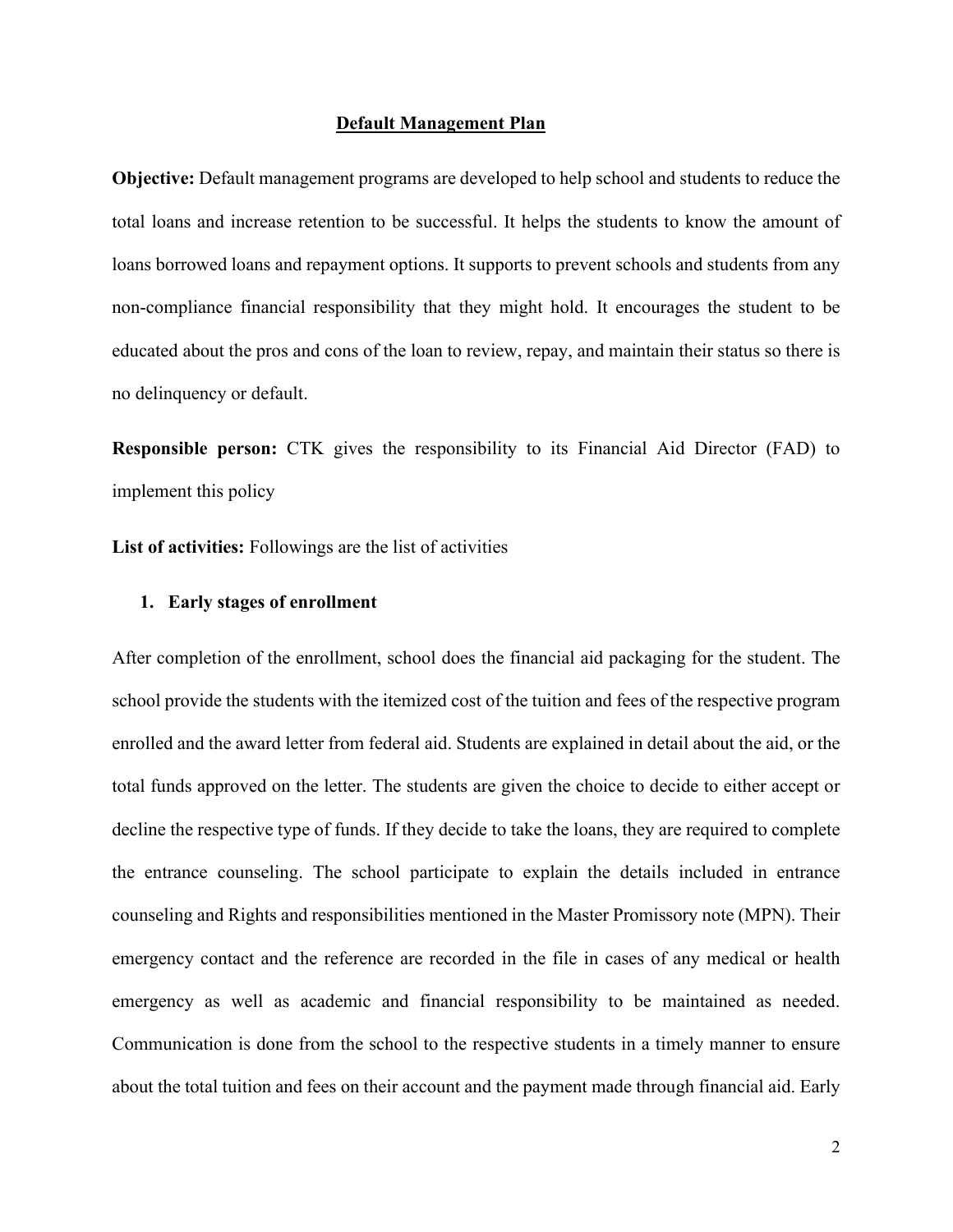## Default Management Plan

**Objective:** Default management programs are developed to help school and students to reduce the total loans and increase retention to be successful. It helps the students to know the amount of loans borrowed loans and repayment options. It supports to prevent schools and students from any non-compliance financial responsibility that they might hold. It encourages the student to be educated about the pros and cons of the loan to review, repay, and maintain their status so there is no delinquency or default.

**Responsible person:** CTK gives the responsibility to its Financial Aid Director (FAD) to implement this policy

**List of activities:** Followings are the list of activities

1. **Early stages of enrollment**

After completion of the enrollment, school does the financial aid packaging for the student. The school provide the students with the itemized cost of the tuition and fees of the respective program enrolled and the award letter from federal aid. Students are explained in detail about the aid, or the total funds approved on the letter. The students are given the choice to decide to either accept or decline the respective type of funds. If they decide to take the loans, they are required to complete the entrance counseling. The school participate to explain the details included in entrance counseling and Rights and responsibilities mentioned in the Master Promissory note (MPN). Their emergency contact and the reference are recorded in the file in cases of any medical or health emergency as well as academic and financial responsibility to be maintained as needed. Communication is done from the school to the respective students in a timely manner to ensure about the total tuition and fees on their account and the payment made through financial aid. Early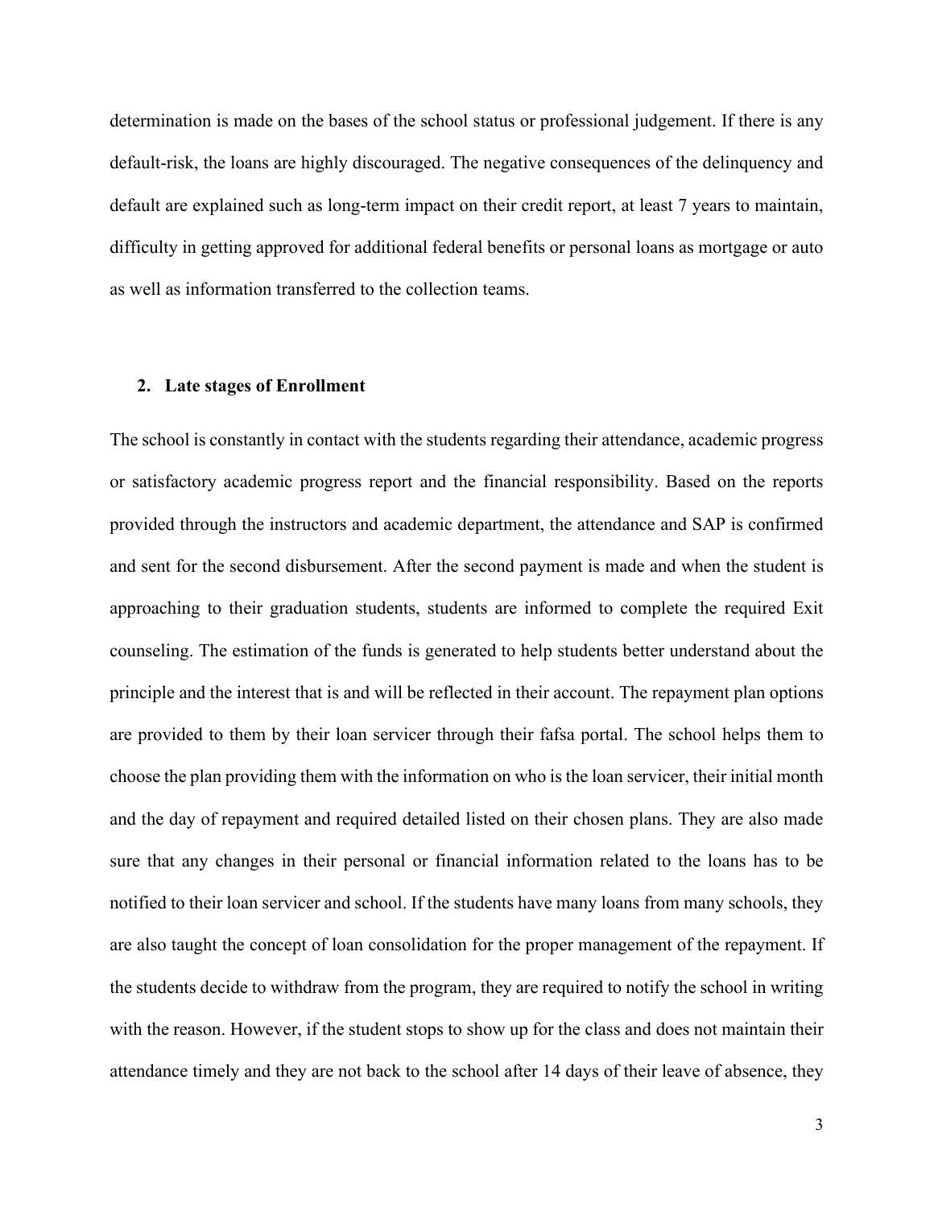determination is made on the bases of the school status or professional judgement. If there is any default-risk, the loans are highly discouraged. The negative consequences of the delinquency and default are explained such as long-term impact on their credit report, at least 7 years to maintain, difficulty in getting approved for additional federal benefits or personal loans as mortgage or auto as well as information transferred to the collection teams.

## 2. Late stages of Enrollment

The school is constantly in contact with the students regarding their attendance, academic progress or satisfactory academic progress report and the financial responsibility. Based on the reports provided through the instructors and academic department, the attendance and SAP is confirmed and sent for the second disbursement. After the second payment is made and when the student is approaching to their graduation students, students are informed to complete the required Exit counseling. The estimation of the funds is generated to help students better understand about the principle and the interest that is and will be reflected in their account. The repayment plan options are provided to them by their loan servicer through their fafsa portal. The school helps them to choose the plan providing them with the information on who is the loan servicer, their initial month and the day of repayment and required detailed listed on their chosen plans. They are also made sure that any changes in their personal or financial information related to the loans has to be notified to their loan servicer and school. If the students have many loans from many schools, they are also taught the concept of loan consolidation for the proper management of the repayment. If the students decide to withdraw from the program, they are required to notify the school in writing with the reason. However, if the student stops to show up for the class and does not maintain their attendance timely and they are not back to the school after 14 days of their leave of absence, they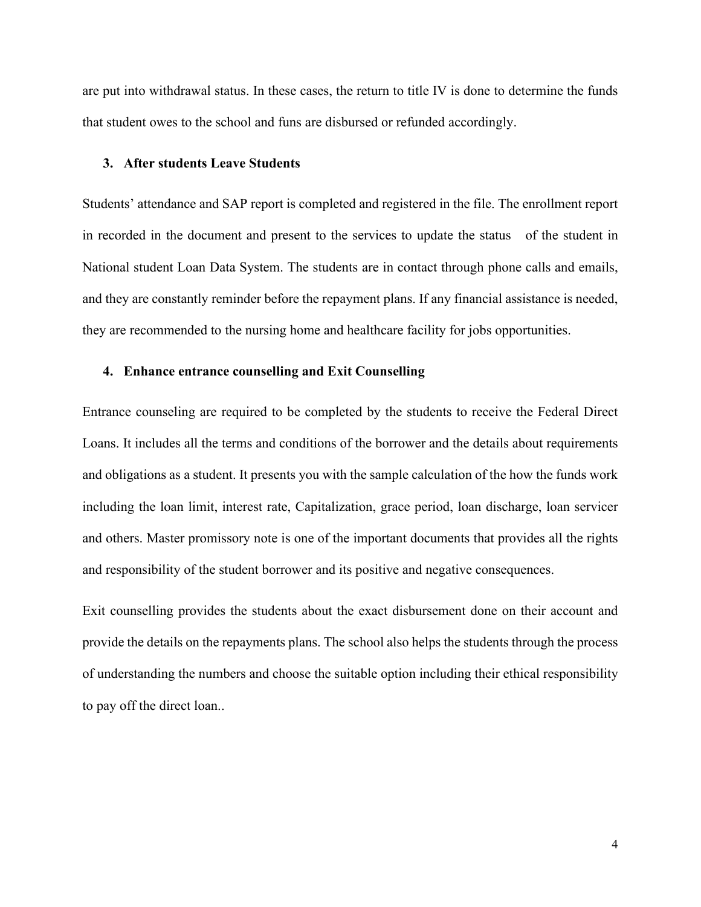are put into withdrawal status. In these cases, the return to title IV is done to determine the funds that student owes to the school and funs are disbursed or refunded accordingly.

### 3. After students Leave Students

Students' attendance and SAP report is completed and registered in the file. The enrollment report in recorded in the document and present to the services to update the status of the student in National student Loan Data System. The students are in contact through phone calls and emails, and they are constantly reminder before the repayment plans. If any financial assistance is needed, they are recommended to the nursing home and healthcare facility for jobs opportunities.

### 4. Enhance entrance counselling and Exit Counselling

Entrance counseling are required to be completed by the students to receive the Federal Direct Loans. It includes all the terms and conditions of the borrower and the details about requirements and obligations as a student. It presents you with the sample calculation of the how the funds work including the loan limit, interest rate, Capitalization, grace period, loan discharge, loan servicer and others. Master promissory note is one of the important documents that provides all the rights and responsibility of the student borrower and its positive and negative consequences.

Exit counselling provides the students about the exact disbursement done on their account and provide the details on the repayments plans. The school also helps the students through the process of understanding the numbers and choose the suitable option including their ethical responsibility to pay off the direct loan..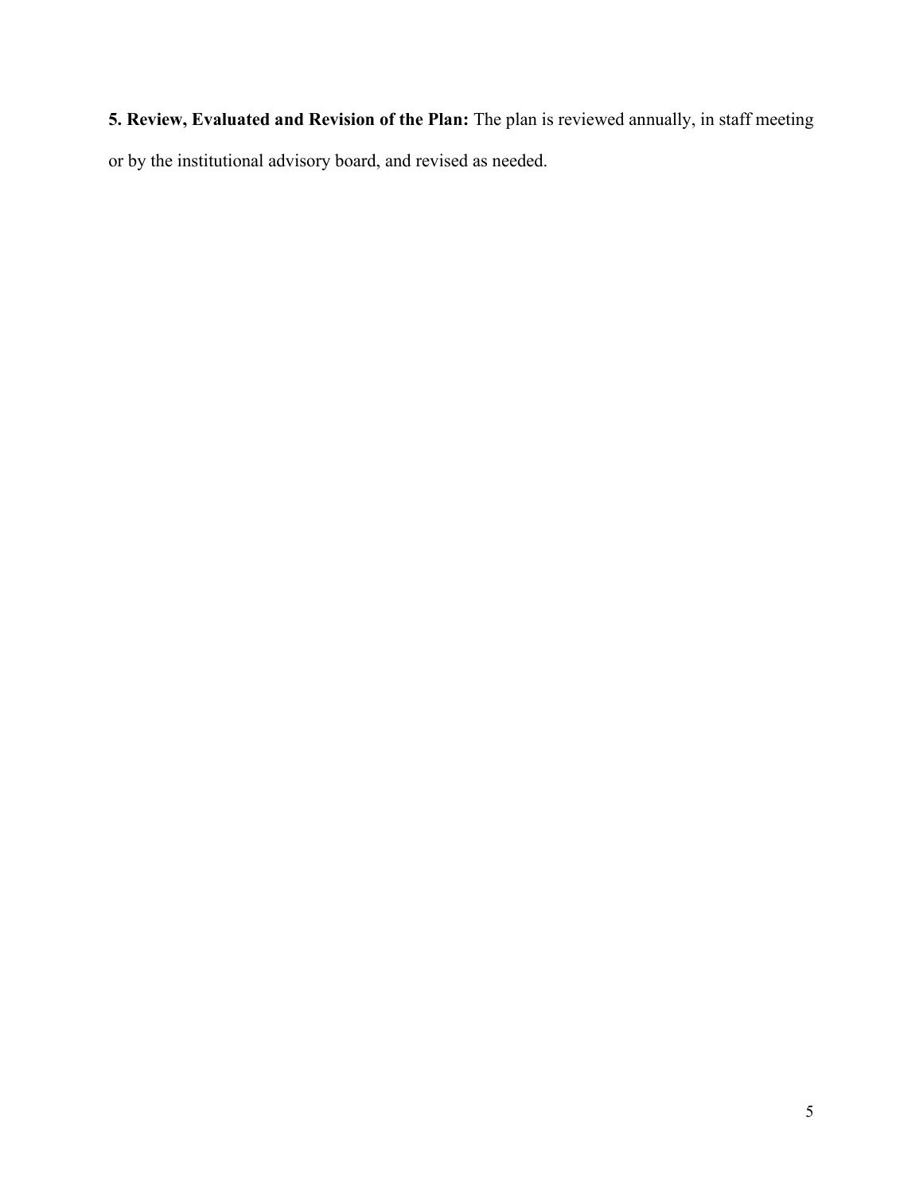**5. Review, Evaluated and Revision of the Plan:** The plan is reviewed annually, in staff meeting or by the institutional advisory board, and revised as needed.